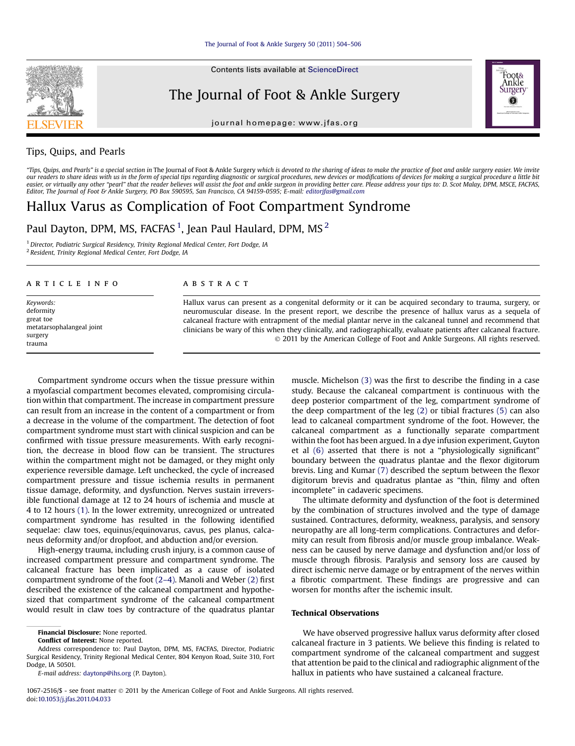Tips, Quips, and Pearls

*"Tips, Quips, and Pearls" is a special section in* The Journal of Foot & Ankle Surgery *which is devoted to the sharing of ideas to make the practice of foot and ankle surgery easier. We invite our readers to share ideas with us in the form of special tips regarding diagnostic or surgical procedures, new devices or modifications of devices for making a surgical procedure a little bit easier, or virtually any other "pearl" that the reader believes will assist the foot and ankle surgeon in providing better care. Please address your tips to: D. Scot Malay, DPM, MSCE, FACFAS, Editor, The Journal of Foot & Ankle Surgery, PO Box 590595, San Francisco, CA 94159-0595; E-mail: editorjfas@gmail.com*

# Hallux Varus as Complication of Foot Compartment Syndrome

Paul Dayton, DPM, MS, FACFAS [1], Jean Paul Haulard, DPM, MS [2]

[1] *Director, Podiatric Surgical Residency, Trinity Regional Medical Center, Fort Dodge, IA*
[2] *Resident, Trinity Regional Medical Center, Fort Dodge, IA*

**ARTICLE INFO**

*Keywords:*
deformity
great toe
metatarsophalangeal joint
surgery
trauma

**ABSTRACT**

Hallux varus can present as a congenital deformity or it can be acquired secondary to trauma, surgery, or neuromuscular disease. In the present report, we describe the presence of hallux varus as a sequela of calcaneal fracture with entrapment of the medial plantar nerve in the calcaneal tunnel and recommend that clinicians be wary of this when they clinically, and radiographically, evaluate patients after calcaneal fracture.
© 2011 by the American College of Foot and Ankle Surgeons. All rights reserved.

Compartment syndrome occurs when the tissue pressure within a myofascial compartment becomes elevated, compromising circulation within that compartment. The increase in compartment pressure can result from an increase in the content of a compartment or from a decrease in the volume of the compartment. The detection of foot compartment syndrome must start with clinical suspicion and can be confirmed with tissue pressure measurements. With early recognition, the decrease in blood flow can be transient. The structures within the compartment might not be damaged, or they might only experience reversible damage. Left unchecked, the cycle of increased compartment pressure and tissue ischemia results in permanent tissue damage, deformity, and dysfunction. Nerves sustain irreversible functional damage at 12 to 24 hours of ischemia and muscle at 4 to 12 hours (1). In the lower extremity, unrecognized or untreated compartment syndrome has resulted in the following identified sequelae: claw toes, equinus/equinovarus, cavus, pes planus, calcaneus deformity and/or dropfoot, and abduction and/or eversion.

High-energy trauma, including crush injury, is a common cause of increased compartment pressure and compartment syndrome. The calcaneal fracture has been implicated as a cause of isolated compartment syndrome of the foot (2–4). Manoli and Weber (2) first described the existence of the calcaneal compartment and hypothesized that compartment syndrome of the calcaneal compartment would result in claw toes by contracture of the quadratus plantar muscle. Michelson (3) was the first to describe the finding in a case study. Because the calcaneal compartment is continuous with the deep posterior compartment of the leg, compartment syndrome of the deep compartment of the leg (2) or tibial fractures (5) can also lead to calcaneal compartment syndrome of the foot. However, the calcaneal compartment as a functionally separate compartment within the foot has been argued. In a dye infusion experiment, Guyton et al (6) asserted that there is not a "physiologically significant" boundary between the quadratus plantae and the flexor digitorum brevis. Ling and Kumar (7) described the septum between the flexor digitorum brevis and quadratus plantae as "thin, filmy and often incomplete" in cadaveric specimens.

The ultimate deformity and dysfunction of the foot is determined by the combination of structures involved and the type of damage sustained. Contractures, deformity, weakness, paralysis, and sensory neuropathy are all long-term complications. Contractures and deformity can result from fibrosis and/or muscle group imbalance. Weakness can be caused by nerve damage and dysfunction and/or loss of muscle through fibrosis. Paralysis and sensory loss are caused by direct ischemic nerve damage or by entrapment of the nerves within a fibrotic compartment. These findings are progressive and can worsen for months after the ischemic insult.

## Technical Observations

We have observed progressive hallux varus deformity after closed calcaneal fracture in 3 patients. We believe this finding is related to compartment syndrome of the calcaneal compartment and suggest that attention be paid to the clinical and radiographic alignment of the hallux in patients who have sustained a calcaneal fracture.

**Financial Disclosure:** None reported.
**Conflict of Interest:** None reported.
Address correspondence to: Paul Dayton, DPM, MS, FACFAS, Director, Podiatric Surgical Residency, Trinity Regional Medical Center, 804 Kenyon Road, Suite 310, Fort Dodge, IA 50501.
*E-mail address:* daytonp@ihs.org (P. Dayton).

1067-2516/$ - see front matter © 2011 by the American College of Foot and Ankle Surgeons. All rights reserved.
doi:10.1053/j.jfas.2011.04.033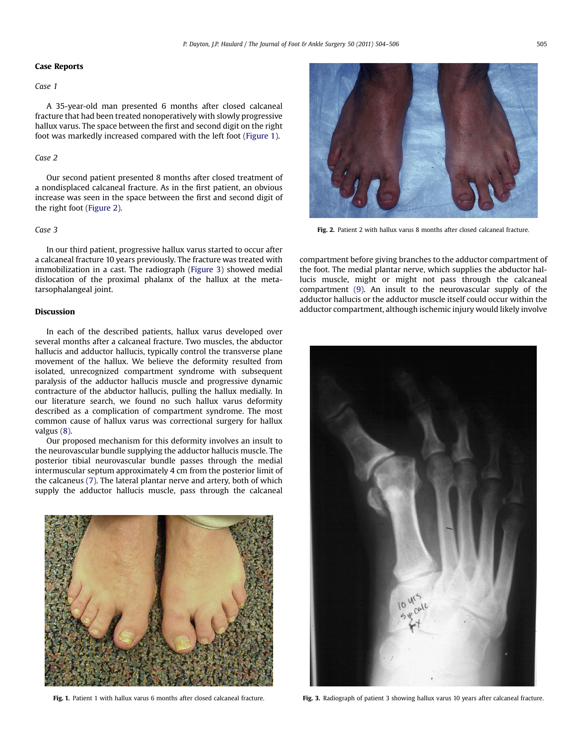## Case Reports

### Case 1

A 35-year-old man presented 6 months after closed calcaneal fracture that had been treated nonoperatively with slowly progressive hallux varus. The space between the first and second digit on the right foot was markedly increased compared with the left foot (Figure 1).

### Case 2

Our second patient presented 8 months after closed treatment of a nondisplaced calcaneal fracture. As in the first patient, an obvious increase was seen in the space between the first and second digit of the right foot (Figure 2).

### Case 3

In our third patient, progressive hallux varus started to occur after a calcaneal fracture 10 years previously. The fracture was treated with immobilization in a cast. The radiograph (Figure 3) showed medial dislocation of the proximal phalanx of the hallux at the metatarsophalangeal joint.

## Discussion

In each of the described patients, hallux varus developed over several months after a calcaneal fracture. Two muscles, the abductor hallucis and adductor hallucis, typically control the transverse plane movement of the hallux. We believe the deformity resulted from isolated, unrecognized compartment syndrome with subsequent paralysis of the adductor hallucis muscle and progressive dynamic contracture of the abductor hallucis, pulling the hallux medially. In our literature search, we found no such hallux varus deformity described as a complication of compartment syndrome. The most common cause of hallux varus was correctional surgery for hallux valgus (8).

Our proposed mechanism for this deformity involves an insult to the neurovascular bundle supplying the adductor hallucis muscle. The posterior tibial neurovascular bundle passes through the medial intermuscular septum approximately 4 cm from the posterior limit of the calcaneus (7). The lateral plantar nerve and artery, both of which supply the adductor hallucis muscle, pass through the calcaneal compartment before giving branches to the adductor compartment of the foot. The medial plantar nerve, which supplies the abductor hallucis muscle, might or might not pass through the calcaneal compartment (9). An insult to the neurovascular supply of the adductor hallucis or the adductor muscle itself could occur within the adductor compartment, although ischemic injury would likely involve

**Fig. 1.** Patient 1 with hallux varus 6 months after closed calcaneal fracture.

**Fig. 2.** Patient 2 with hallux varus 8 months after closed calcaneal fracture.

**Fig. 3.** Radiograph of patient 3 showing hallux varus 10 years after calcaneal fracture.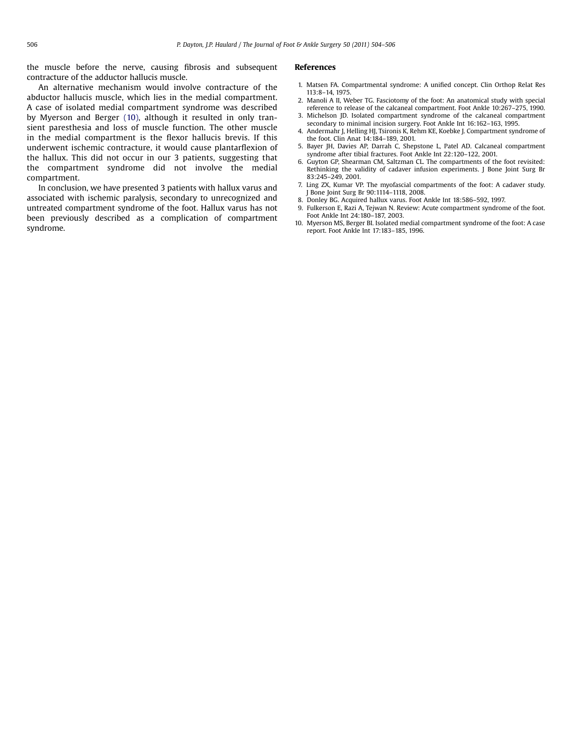the muscle before the nerve, causing fibrosis and subsequent contracture of the adductor hallucis muscle.

An alternative mechanism would involve contracture of the abductor hallucis muscle, which lies in the medial compartment. A case of isolated medial compartment syndrome was described by Myerson and Berger (10), although it resulted in only transient paresthesia and loss of muscle function. The other muscle in the medial compartment is the flexor hallucis brevis. If this underwent ischemic contracture, it would cause plantarflexion of the hallux. This did not occur in our 3 patients, suggesting that the compartment syndrome did not involve the medial compartment.

In conclusion, we have presented 3 patients with hallux varus and associated with ischemic paralysis, secondary to unrecognized and untreated compartment syndrome of the foot. Hallux varus has not been previously described as a complication of compartment syndrome.

## References

1. Matsen FA. Compartmental syndrome: A unified concept. Clin Orthop Relat Res 113:8–14, 1975.
2. Manoli A II, Weber TG. Fasciotomy of the foot: An anatomical study with special reference to release of the calcaneal compartment. Foot Ankle 10:267–275, 1990.
3. Michelson JD. Isolated compartment syndrome of the calcaneal compartment secondary to minimal incision surgery. Foot Ankle Int 16:162–163, 1995.
4. Andermahr J, Helling HJ, Tsironis K, Rehm KE, Koebke J. Compartment syndrome of the foot. Clin Anat 14:184–189, 2001.
5. Bayer JH, Davies AP, Darrah C, Shepstone L, Patel AD. Calcaneal compartment syndrome after tibial fractures. Foot Ankle Int 22:120–122, 2001.
6. Guyton GP, Shearman CM, Saltzman CL. The compartments of the foot revisited: Rethinking the validity of cadaver infusion experiments. J Bone Joint Surg Br 83:245–249, 2001.
7. Ling ZX, Kumar VP. The myofascial compartments of the foot: A cadaver study. J Bone Joint Surg Br 90:1114–1118, 2008.
8. Donley BG. Acquired hallux varus. Foot Ankle Int 18:586–592, 1997.
9. Fulkerson E, Razi A, Tejwan N. Review: Acute compartment syndrome of the foot. Foot Ankle Int 24:180–187, 2003.
10. Myerson MS, Berger BI. Isolated medial compartment syndrome of the foot: A case report. Foot Ankle Int 17:183–185, 1996.